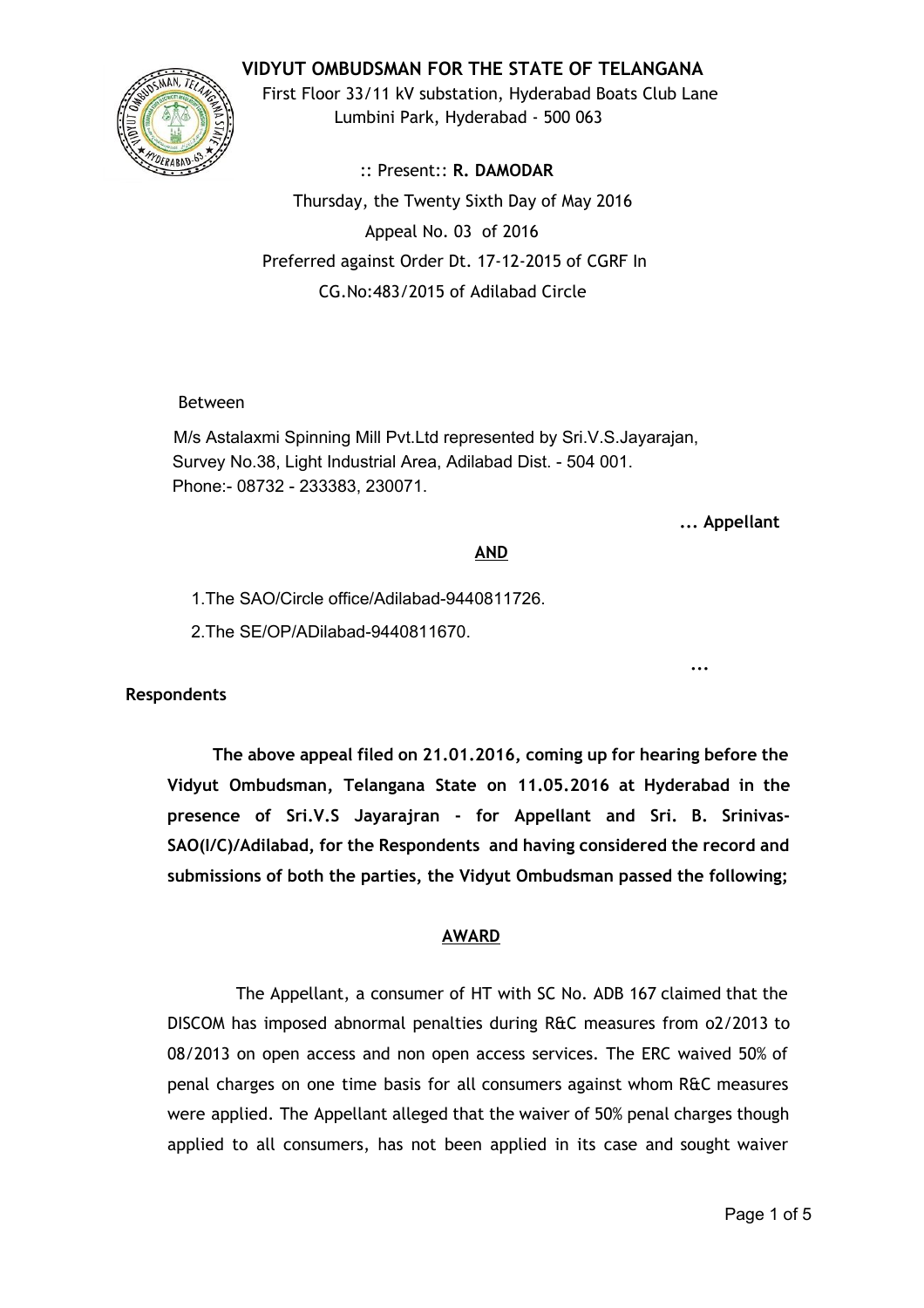# VIDYUT OMBUDSMAN FOR THE STATE OF TELANGANA

First Floor 33/11 kV substation, Hyderabad Boats Club Lane
Lumbini Park, Hyderabad - 500 063

:: Present:: **R. DAMODAR**

Thursday, the Twenty Sixth Day of May 2016

Appeal No. 03 of 2016

Preferred against Order Dt. 17-12-2015 of CGRF In
CG.No:483/2015 of Adilabad Circle

Between

M/s Astalaxmi Spinning Mill Pvt.Ltd represented by Sri.V.S.Jayarajan,
Survey No.38, Light Industrial Area, Adilabad Dist. - 504 001.
Phone:- 08732 - 233383, 230071.

**... Appellant**

**AND**

1.The SAO/Circle office/Adilabad-9440811726.

2.The SE/OP/ADilabad-9440811670.

**...**

**Respondents**

**The above appeal filed on 21.01.2016, coming up for hearing before the Vidyut Ombudsman, Telangana State on 11.05.2016 at Hyderabad in the presence of Sri.V.S Jayarajran - for Appellant and Sri. B. Srinivas-SAO(I/C)/Adilabad, for the Respondents and having considered the record and submissions of both the parties, the Vidyut Ombudsman passed the following;**

**AWARD**

The Appellant, a consumer of HT with SC No. ADB 167 claimed that the DISCOM has imposed abnormal penalties during R&C measures from o2/2013 to 08/2013 on open access and non open access services. The ERC waived 50% of penal charges on one time basis for all consumers against whom R&C measures were applied. The Appellant alleged that the waiver of 50% penal charges though applied to all consumers, has not been applied in its case and sought waiver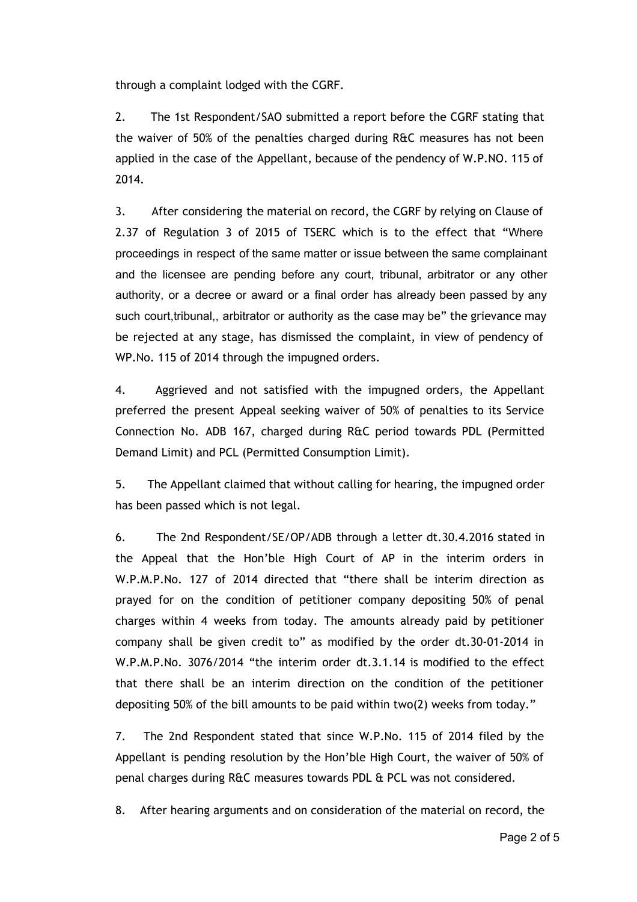through a complaint lodged with the CGRF.

2. The 1st Respondent/SAO submitted a report before the CGRF stating that the waiver of 50% of the penalties charged during R&C measures has not been applied in the case of the Appellant, because of the pendency of W.P.NO. 115 of 2014.

3. After considering the material on record, the CGRF by relying on Clause of 2.37 of Regulation 3 of 2015 of TSERC which is to the effect that "Where proceedings in respect of the same matter or issue between the same complainant and the licensee are pending before any court, tribunal, arbitrator or any other authority, or a decree or award or a final order has already been passed by any such court,tribunal,, arbitrator or authority as the case may be" the grievance may be rejected at any stage, has dismissed the complaint, in view of pendency of WP.No. 115 of 2014 through the impugned orders.

4. Aggrieved and not satisfied with the impugned orders, the Appellant preferred the present Appeal seeking waiver of 50% of penalties to its Service Connection No. ADB 167, charged during R&C period towards PDL (Permitted Demand Limit) and PCL (Permitted Consumption Limit).

5. The Appellant claimed that without calling for hearing, the impugned order has been passed which is not legal.

6. The 2nd Respondent/SE/OP/ADB through a letter dt.30.4.2016 stated in the Appeal that the Hon'ble High Court of AP in the interim orders in W.P.M.P.No. 127 of 2014 directed that "there shall be interim direction as prayed for on the condition of petitioner company depositing 50% of penal charges within 4 weeks from today. The amounts already paid by petitioner company shall be given credit to" as modified by the order dt.30-01-2014 in W.P.M.P.No. 3076/2014 "the interim order dt.3.1.14 is modified to the effect that there shall be an interim direction on the condition of the petitioner depositing 50% of the bill amounts to be paid within two(2) weeks from today."

7. The 2nd Respondent stated that since W.P.No. 115 of 2014 filed by the Appellant is pending resolution by the Hon'ble High Court, the waiver of 50% of penal charges during R&C measures towards PDL & PCL was not considered.

8. After hearing arguments and on consideration of the material on record, the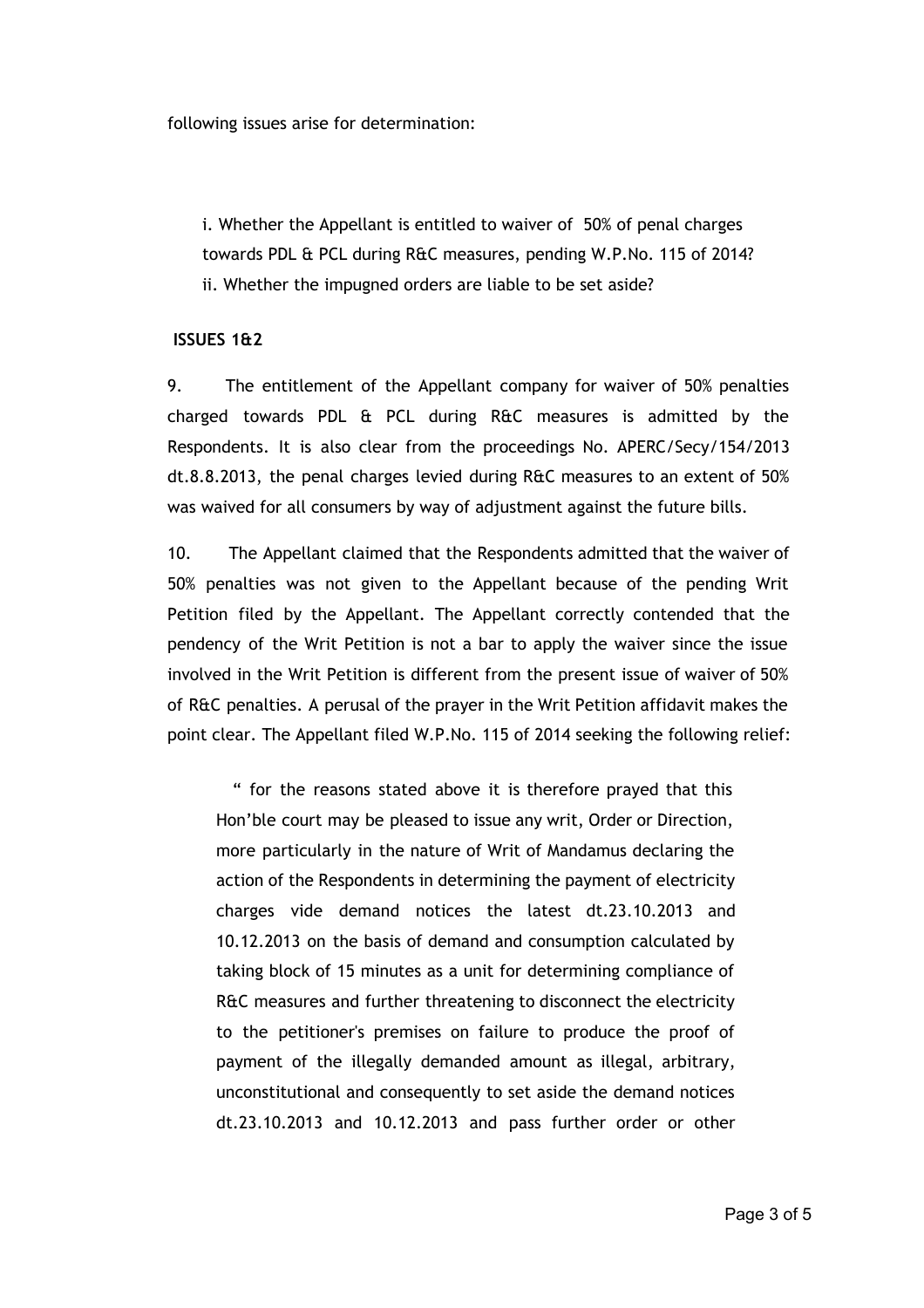following issues arise for determination:

i. Whether the Appellant is entitled to waiver of 50% of penal charges towards PDL & PCL during R&C measures, pending W.P.No. 115 of 2014?

ii. Whether the impugned orders are liable to be set aside?

**ISSUES 1&2**

9. The entitlement of the Appellant company for waiver of 50% penalties charged towards PDL & PCL during R&C measures is admitted by the Respondents. It is also clear from the proceedings No. APERC/Secy/154/2013 dt.8.8.2013, the penal charges levied during R&C measures to an extent of 50% was waived for all consumers by way of adjustment against the future bills.

10. The Appellant claimed that the Respondents admitted that the waiver of 50% penalties was not given to the Appellant because of the pending Writ Petition filed by the Appellant. The Appellant correctly contended that the pendency of the Writ Petition is not a bar to apply the waiver since the issue involved in the Writ Petition is different from the present issue of waiver of 50% of R&C penalties. A perusal of the prayer in the Writ Petition affidavit makes the point clear. The Appellant filed W.P.No. 115 of 2014 seeking the following relief:

> " for the reasons stated above it is therefore prayed that this Hon'ble court may be pleased to issue any writ, Order or Direction, more particularly in the nature of Writ of Mandamus declaring the action of the Respondents in determining the payment of electricity charges vide demand notices the latest dt.23.10.2013 and 10.12.2013 on the basis of demand and consumption calculated by taking block of 15 minutes as a unit for determining compliance of R&C measures and further threatening to disconnect the electricity to the petitioner's premises on failure to produce the proof of payment of the illegally demanded amount as illegal, arbitrary, unconstitutional and consequently to set aside the demand notices dt.23.10.2013 and 10.12.2013 and pass further order or other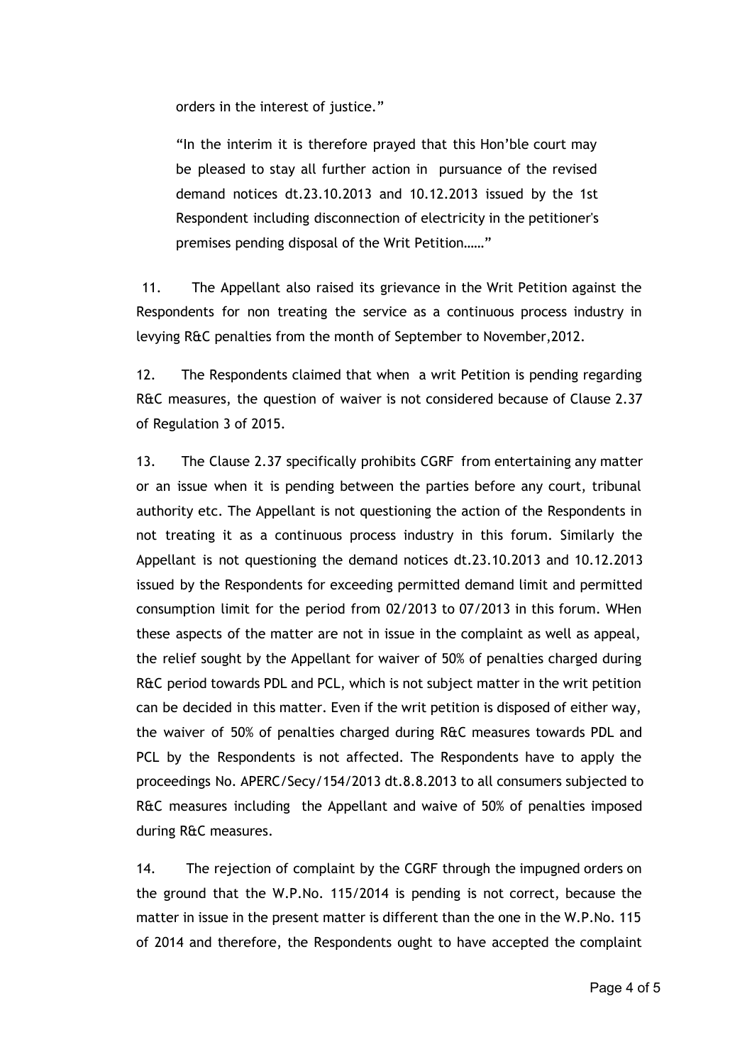orders in the interest of justice."

> "In the interim it is therefore prayed that this Hon'ble court may be pleased to stay all further action in pursuance of the revised demand notices dt.23.10.2013 and 10.12.2013 issued by the 1st Respondent including disconnection of electricity in the petitioner's premises pending disposal of the Writ Petition……"

11. The Appellant also raised its grievance in the Writ Petition against the Respondents for non treating the service as a continuous process industry in levying R&C penalties from the month of September to November,2012.

12. The Respondents claimed that when a writ Petition is pending regarding R&C measures, the question of waiver is not considered because of Clause 2.37 of Regulation 3 of 2015.

13. The Clause 2.37 specifically prohibits CGRF from entertaining any matter or an issue when it is pending between the parties before any court, tribunal authority etc. The Appellant is not questioning the action of the Respondents in not treating it as a continuous process industry in this forum. Similarly the Appellant is not questioning the demand notices dt.23.10.2013 and 10.12.2013 issued by the Respondents for exceeding permitted demand limit and permitted consumption limit for the period from 02/2013 to 07/2013 in this forum. WHen these aspects of the matter are not in issue in the complaint as well as appeal, the relief sought by the Appellant for waiver of 50% of penalties charged during R&C period towards PDL and PCL, which is not subject matter in the writ petition can be decided in this matter. Even if the writ petition is disposed of either way, the waiver of 50% of penalties charged during R&C measures towards PDL and PCL by the Respondents is not affected. The Respondents have to apply the proceedings No. APERC/Secy/154/2013 dt.8.8.2013 to all consumers subjected to R&C measures including the Appellant and waive of 50% of penalties imposed during R&C measures.

14. The rejection of complaint by the CGRF through the impugned orders on the ground that the W.P.No. 115/2014 is pending is not correct, because the matter in issue in the present matter is different than the one in the W.P.No. 115 of 2014 and therefore, the Respondents ought to have accepted the complaint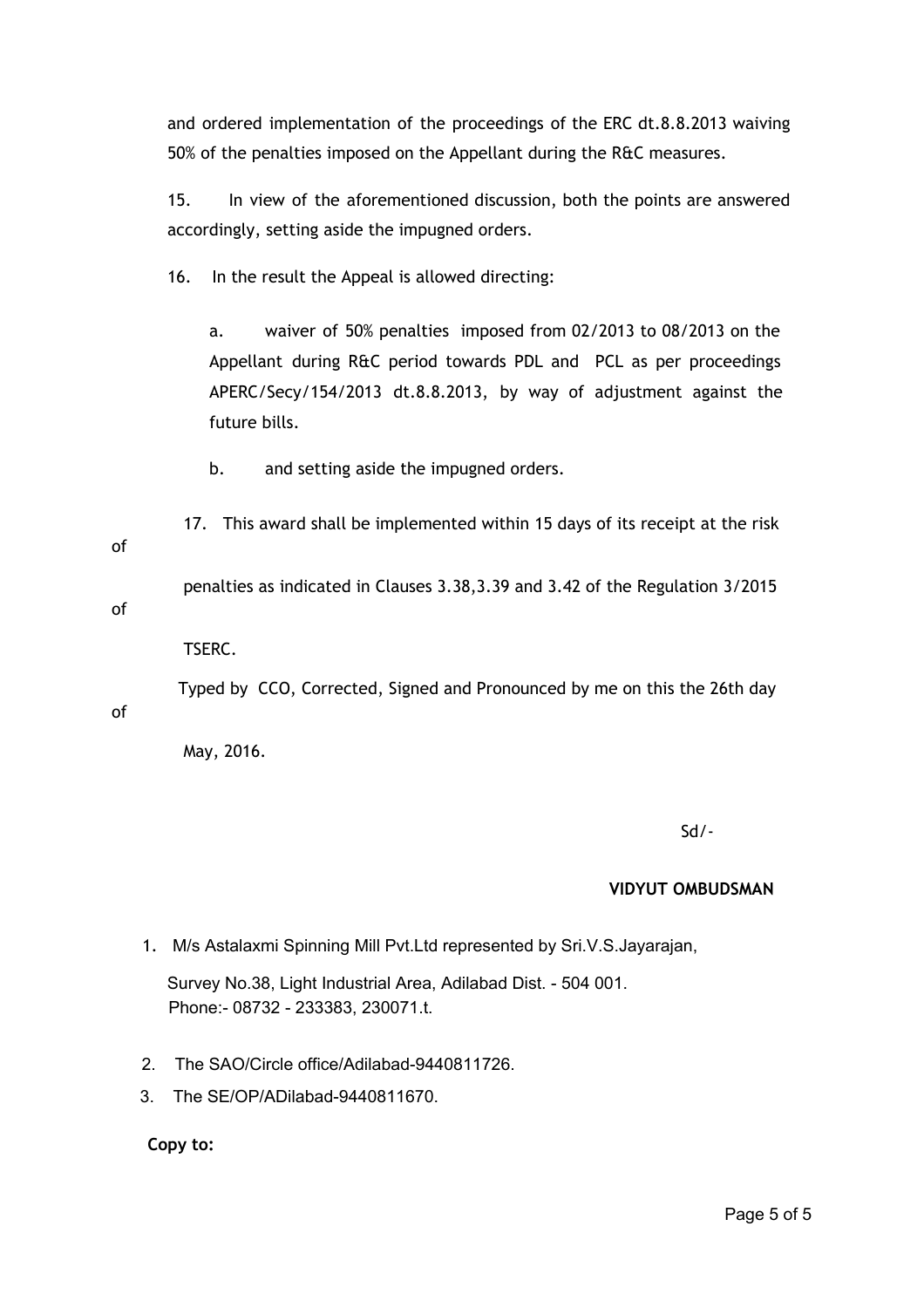and ordered implementation of the proceedings of the ERC dt.8.8.2013 waiving 50% of the penalties imposed on the Appellant during the R&C measures.

15. In view of the aforementioned discussion, both the points are answered accordingly, setting aside the impugned orders.

16. In the result the Appeal is allowed directing:

a. waiver of 50% penalties imposed from 02/2013 to 08/2013 on the Appellant during R&C period towards PDL and PCL as per proceedings APERC/Secy/154/2013 dt.8.8.2013, by way of adjustment against the future bills.

b. and setting aside the impugned orders.

17. This award shall be implemented within 15 days of its receipt at the risk of penalties as indicated in Clauses 3.38,3.39 and 3.42 of the Regulation 3/2015 of TSERC.

Typed by CCO, Corrected, Signed and Pronounced by me on this the 26th day of May, 2016.

Sd/-

**VIDYUT OMBUDSMAN**

1. M/s Astalaxmi Spinning Mill Pvt.Ltd represented by Sri.V.S.Jayarajan,

   Survey No.38, Light Industrial Area, Adilabad Dist. - 504 001.
   Phone:- 08732 - 233383, 230071.t.

2. The SAO/Circle office/Adilabad-9440811726.
3. The SE/OP/ADilabad-9440811670.

**Copy to:**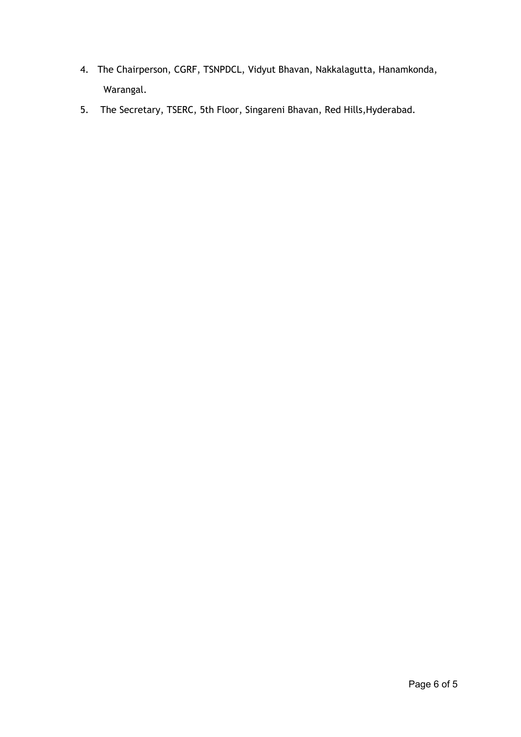4. The Chairperson, CGRF, TSNPDCL, Vidyut Bhavan, Nakkalagutta, Hanamkonda, Warangal.
5. The Secretary, TSERC, 5th Floor, Singareni Bhavan, Red Hills,Hyderabad.